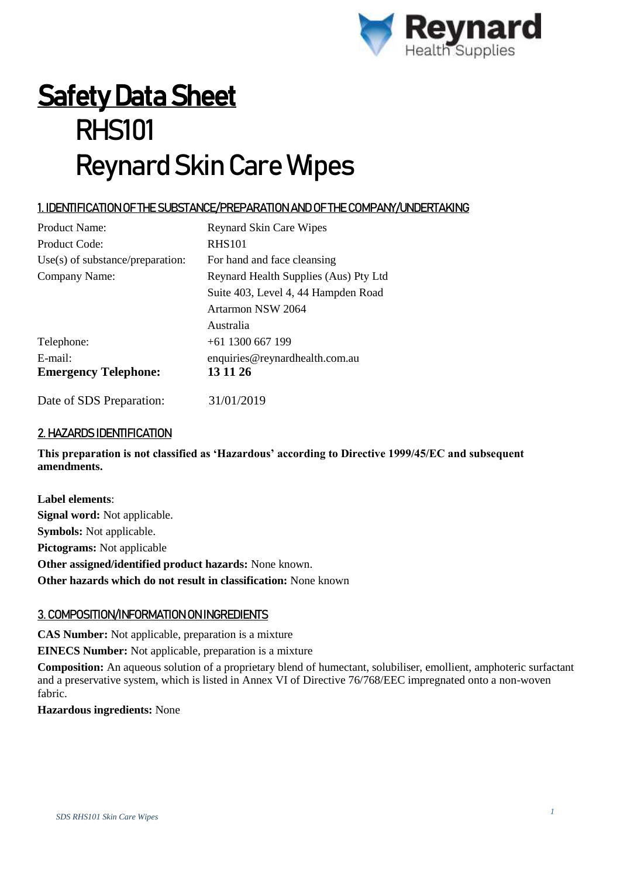# Safety Data Sheet

# RHS101

# Reynard Skin Care Wipes

## 1. IDENTIFICATION OF THE SUBSTANCE/PREPARATION AND OF THE COMPANY/UNDERTAKING

| | |
|---|---|
| Product Name: | Reynard Skin Care Wipes |
| Product Code: | RHS101 |
| Use(s) of substance/preparation: | For hand and face cleansing |
| Company Name: | Reynard Health Supplies (Aus) Pty Ltd |
| | Suite 403, Level 4, 44 Hampden Road |
| | Artarmon NSW 2064 |
| | Australia |
| Telephone: | +61 1300 667 199 |
| E-mail: | enquiries@reynardhealth.com.au |
| **Emergency Telephone:** | **13 11 26** |
| Date of SDS Preparation: | 31/01/2019 |

## 2. HAZARDS IDENTIFICATION

**This preparation is not classified as 'Hazardous' according to Directive 1999/45/EC and subsequent amendments.**

**Label elements**:

**Signal word:** Not applicable.

**Symbols:** Not applicable.

**Pictograms:** Not applicable

**Other assigned/identified product hazards:** None known.

**Other hazards which do not result in classification:** None known

## 3. COMPOSITION/INFORMATION ON INGREDIENTS

**CAS Number:** Not applicable, preparation is a mixture

**EINECS Number:** Not applicable, preparation is a mixture

**Composition:** An aqueous solution of a proprietary blend of humectant, solubiliser, emollient, amphoteric surfactant and a preservative system, which is listed in Annex VI of Directive 76/768/EEC impregnated onto a non-woven fabric.

**Hazardous ingredients:** None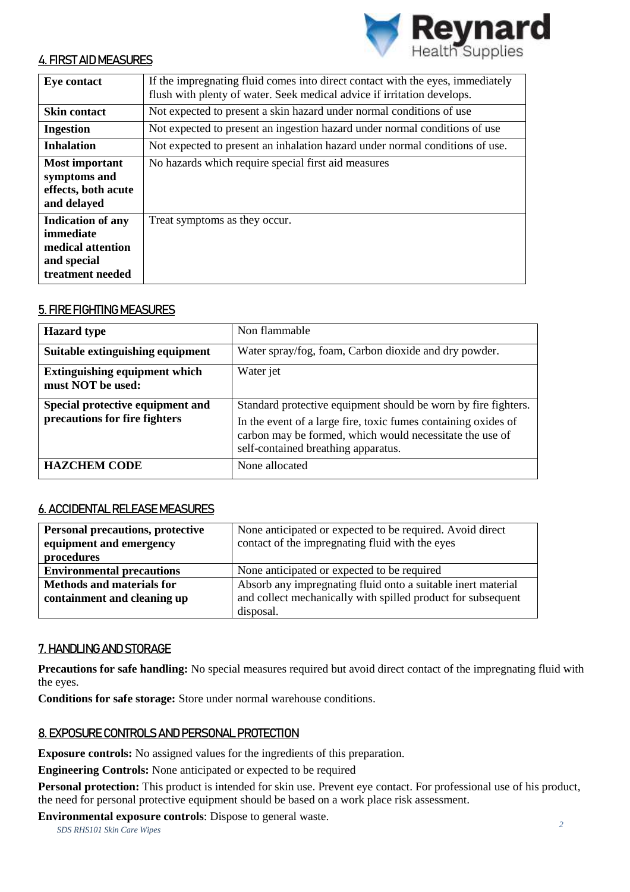## 4. FIRST AID MEASURES

| | |
|---|---|
| **Eye contact** | If the impregnating fluid comes into direct contact with the eyes, immediately flush with plenty of water. Seek medical advice if irritation develops. |
| **Skin contact** | Not expected to present a skin hazard under normal conditions of use |
| **Ingestion** | Not expected to present an ingestion hazard under normal conditions of use |
| **Inhalation** | Not expected to present an inhalation hazard under normal conditions of use. |
| **Most important symptoms and effects, both acute and delayed** | No hazards which require special first aid measures |
| **Indication of any immediate medical attention and special treatment needed** | Treat symptoms as they occur. |

## 5. FIRE FIGHTING MEASURES

| | |
|---|---|
| **Hazard type** | Non flammable |
| **Suitable extinguishing equipment** | Water spray/fog, foam, Carbon dioxide and dry powder. |
| **Extinguishing equipment which must NOT be used:** | Water jet |
| **Special protective equipment and precautions for fire fighters** | Standard protective equipment should be worn by fire fighters. In the event of a large fire, toxic fumes containing oxides of carbon may be formed, which would necessitate the use of self-contained breathing apparatus. |
| **HAZCHEM CODE** | None allocated |

## 6. ACCIDENTAL RELEASE MEASURES

| | |
|---|---|
| **Personal precautions, protective equipment and emergency procedures** | None anticipated or expected to be required. Avoid direct contact of the impregnating fluid with the eyes |
| **Environmental precautions** | None anticipated or expected to be required |
| **Methods and materials for containment and cleaning up** | Absorb any impregnating fluid onto a suitable inert material and collect mechanically with spilled product for subsequent disposal. |

## 7. HANDLING AND STORAGE

**Precautions for safe handling:** No special measures required but avoid direct contact of the impregnating fluid with the eyes.

**Conditions for safe storage:** Store under normal warehouse conditions.

## 8. EXPOSURE CONTROLS AND PERSONAL PROTECTION

**Exposure controls:** No assigned values for the ingredients of this preparation.

**Engineering Controls:** None anticipated or expected to be required

**Personal protection:** This product is intended for skin use. Prevent eye contact. For professional use of his product, the need for personal protective equipment should be based on a work place risk assessment.

**Environmental exposure controls**: Dispose to general waste.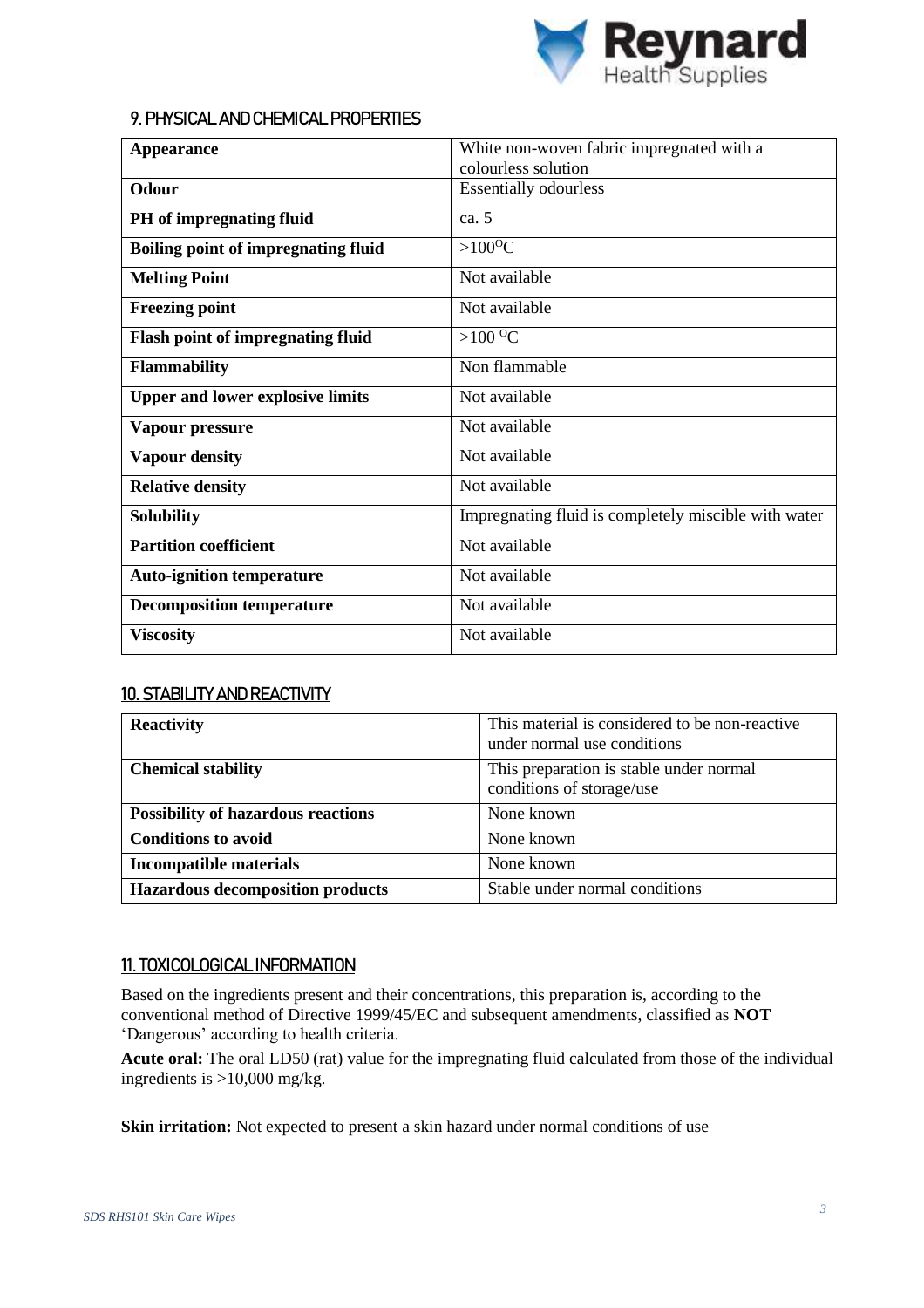## 9. PHYSICAL AND CHEMICAL PROPERTIES

| | |
|---|---|
| **Appearance** | White non-woven fabric impregnated with a colourless solution |
| **Odour** | Essentially odourless |
| **PH of impregnating fluid** | ca. 5 |
| **Boiling point of impregnating fluid** | >100$^{O}$C |
| **Melting Point** | Not available |
| **Freezing point** | Not available |
| **Flash point of impregnating fluid** | >100 $^{O}$C |
| **Flammability** | Non flammable |
| **Upper and lower explosive limits** | Not available |
| **Vapour pressure** | Not available |
| **Vapour density** | Not available |
| **Relative density** | Not available |
| **Solubility** | Impregnating fluid is completely miscible with water |
| **Partition coefficient** | Not available |
| **Auto-ignition temperature** | Not available |
| **Decomposition temperature** | Not available |
| **Viscosity** | Not available |

## 10. STABILITY AND REACTIVITY

| | |
|---|---|
| **Reactivity** | This material is considered to be non-reactive under normal use conditions |
| **Chemical stability** | This preparation is stable under normal conditions of storage/use |
| **Possibility of hazardous reactions** | None known |
| **Conditions to avoid** | None known |
| **Incompatible materials** | None known |
| **Hazardous decomposition products** | Stable under normal conditions |

## 11. TOXICOLOGICAL INFORMATION

Based on the ingredients present and their concentrations, this preparation is, according to the conventional method of Directive 1999/45/EC and subsequent amendments, classified as **NOT** 'Dangerous' according to health criteria.

**Acute oral:** The oral LD50 (rat) value for the impregnating fluid calculated from those of the individual ingredients is >10,000 mg/kg.

**Skin irritation:** Not expected to present a skin hazard under normal conditions of use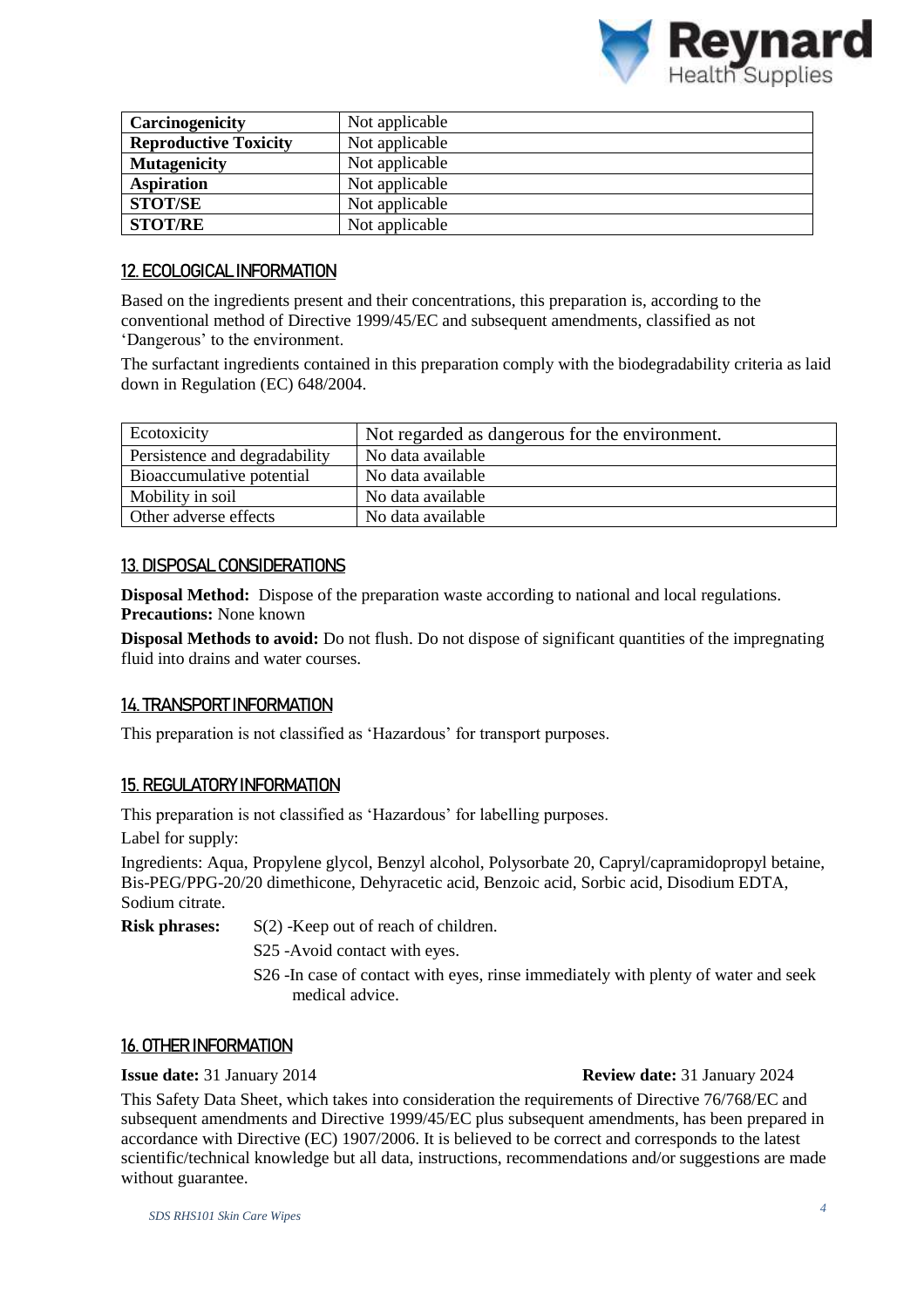| | |
|---|---|
| **Carcinogenicity** | Not applicable |
| **Reproductive Toxicity** | Not applicable |
| **Mutagenicity** | Not applicable |
| **Aspiration** | Not applicable |
| **STOT/SE** | Not applicable |
| **STOT/RE** | Not applicable |

## 12. ECOLOGICAL INFORMATION

Based on the ingredients present and their concentrations, this preparation is, according to the conventional method of Directive 1999/45/EC and subsequent amendments, classified as not 'Dangerous' to the environment.

The surfactant ingredients contained in this preparation comply with the biodegradability criteria as laid down in Regulation (EC) 648/2004.

| | |
|---|---|
| Ecotoxicity | Not regarded as dangerous for the environment. |
| Persistence and degradability | No data available |
| Bioaccumulative potential | No data available |
| Mobility in soil | No data available |
| Other adverse effects | No data available |

## 13. DISPOSAL CONSIDERATIONS

**Disposal Method:** Dispose of the preparation waste according to national and local regulations.
**Precautions:** None known

**Disposal Methods to avoid:** Do not flush. Do not dispose of significant quantities of the impregnating fluid into drains and water courses.

## 14. TRANSPORT INFORMATION

This preparation is not classified as 'Hazardous' for transport purposes.

## 15. REGULATORY INFORMATION

This preparation is not classified as 'Hazardous' for labelling purposes.

Label for supply:

Ingredients: Aqua, Propylene glycol, Benzyl alcohol, Polysorbate 20, Capryl/capramidopropyl betaine, Bis-PEG/PPG-20/20 dimethicone, Dehyracetic acid, Benzoic acid, Sorbic acid, Disodium EDTA, Sodium citrate.

**Risk phrases:**
- S(2) -Keep out of reach of children.
- S25 -Avoid contact with eyes.
- S26 -In case of contact with eyes, rinse immediately with plenty of water and seek medical advice.

## 16. OTHER INFORMATION

**Issue date:** 31 January 2014 **Review date:** 31 January 2024

This Safety Data Sheet, which takes into consideration the requirements of Directive 76/768/EC and subsequent amendments and Directive 1999/45/EC plus subsequent amendments, has been prepared in accordance with Directive (EC) 1907/2006. It is believed to be correct and corresponds to the latest scientific/technical knowledge but all data, instructions, recommendations and/or suggestions are made without guarantee.